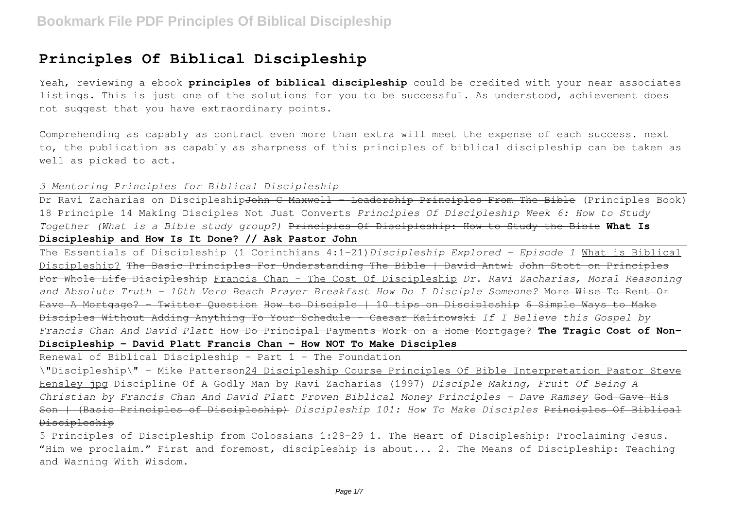# Principles Of Biblical Discipleship

Yeah, reviewing a ebook **principles of biblical discipleship** could be credited with your near associates listings. This is just one of the solutions for you to be successful. As understood, achievement does not suggest that you have extraordinary points.

Comprehending as capably as contract even more than extra will meet the expense of each success. next to, the publication as capably as sharpness of this principles of biblical discipleship can be taken as well as picked to act.

*3 Mentoring Principles for Biblical Discipleship*

Dr Ravi Zacharias on Discipleship John C Maxwell - Leadership Principles From The Bible (Principles Book) 18 Principle 14 Making Disciples Not Just Converts *Principles Of Discipleship Week 6: How to Study Together (What is a Bible study group?)* Principles Of Discipleship: How to Study the Bible **What Is Discipleship and How Is It Done? // Ask Pastor John**

The Essentials of Discipleship (1 Corinthians 4:1-21) *Discipleship Explored - Episode 1* What is Biblical Discipleship? The Basic Principles For Understanding The Bible | David Antwi John Stott on Principles For Whole Life Discipleship Francis Chan - The Cost Of Discipleship *Dr. Ravi Zacharias, Moral Reasoning and Absolute Truth - 10th Vero Beach Prayer Breakfast How Do I Disciple Someone?* More Wise To Rent Or Have A Mortgage? - Twitter Question How to Disciple | 10 tips on Discipleship 6 Simple Ways to Make Disciples Without Adding Anything To Your Schedule - Caesar Kalinowski *If I Believe this Gospel by Francis Chan And David Platt* How Do Principal Payments Work on a Home Mortgage? **The Tragic Cost of Non-Discipleship - David Platt Francis Chan - How NOT To Make Disciples**

Renewal of Biblical Discipleship - Part 1 - The Foundation

"Discipleship" - Mike Patterson 24 Discipleship Course Principles Of Bible Interpretation Pastor Steve Hensley jpg Discipline Of A Godly Man by Ravi Zacharias (1997) *Disciple Making, Fruit Of Being A Christian by Francis Chan And David Platt Proven Biblical Money Principles - Dave Ramsey* God Gave His Son | (Basic Principles of Discipleship) *Discipleship 101: How To Make Disciples* Principles Of Biblical Discipleship

5 Principles of Discipleship from Colossians 1:28–29 1. The Heart of Discipleship: Proclaiming Jesus. "Him we proclaim." First and foremost, discipleship is about... 2. The Means of Discipleship: Teaching and Warning With Wisdom.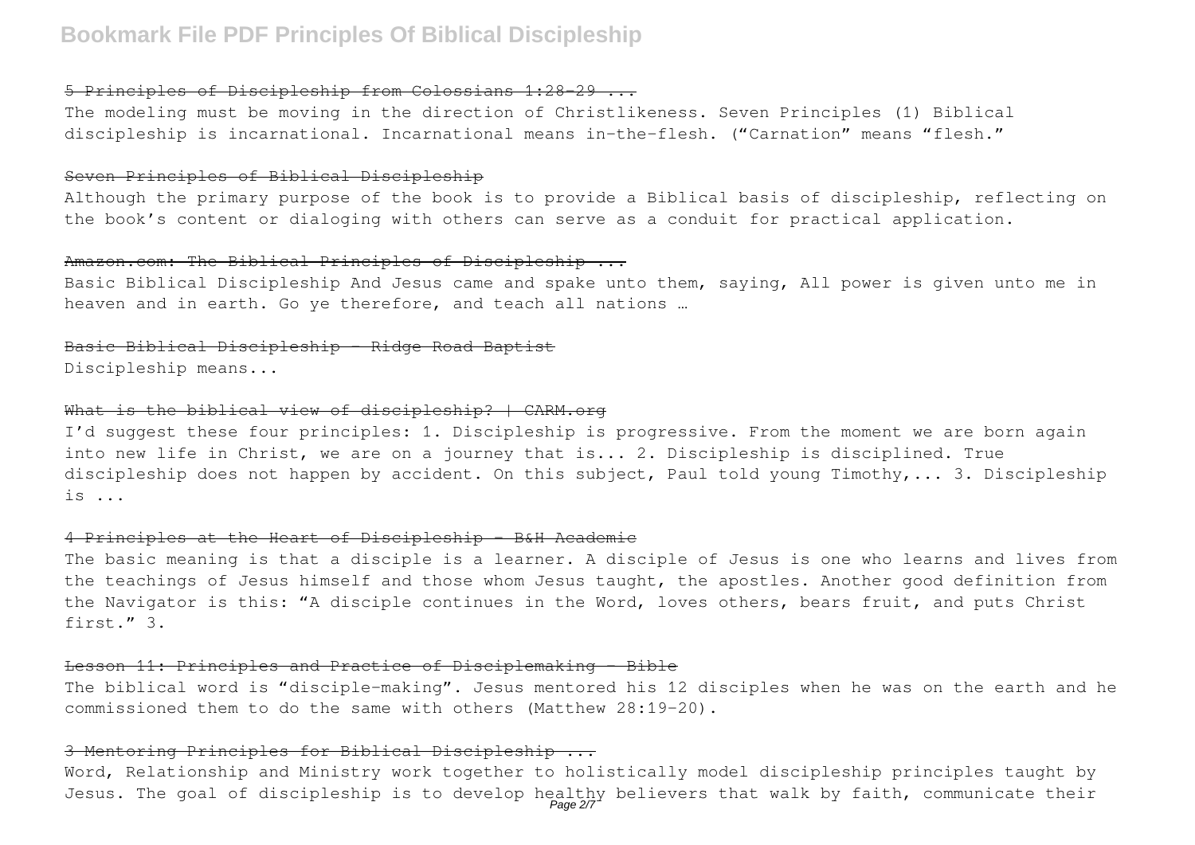### 5 Principles of Discipleship from Colossians 1:28-29 ...

The modeling must be moving in the direction of Christlikeness. Seven Principles (1) Biblical discipleship is incarnational. Incarnational means in-the-flesh. ("Carnation" means "flesh."

### Seven Principles of Biblical Discipleship

Although the primary purpose of the book is to provide a Biblical basis of discipleship, reflecting on the book's content or dialoging with others can serve as a conduit for practical application.

### Amazon.com: The Biblical Principles of Discipleship ...

Basic Biblical Discipleship And Jesus came and spake unto them, saying, All power is given unto me in heaven and in earth. Go ye therefore, and teach all nations …

### Basic Biblical Discipleship - Ridge Road Baptist

Discipleship means...

### What is the biblical view of discipleship? | CARM.org

I'd suggest these four principles: 1. Discipleship is progressive. From the moment we are born again into new life in Christ, we are on a journey that is... 2. Discipleship is disciplined. True discipleship does not happen by accident. On this subject, Paul told young Timothy,... 3. Discipleship is ...

### 4 Principles at the Heart of Discipleship - B&H Academic

The basic meaning is that a disciple is a learner. A disciple of Jesus is one who learns and lives from the teachings of Jesus himself and those whom Jesus taught, the apostles. Another good definition from the Navigator is this: "A disciple continues in the Word, loves others, bears fruit, and puts Christ first." 3.

### Lesson 11: Principles and Practice of Disciplemaking - Bible

The biblical word is "disciple-making". Jesus mentored his 12 disciples when he was on the earth and he commissioned them to do the same with others (Matthew 28:19-20).

### 3 Mentoring Principles for Biblical Discipleship ...

Word, Relationship and Ministry work together to holistically model discipleship principles taught by Jesus. The goal of discipleship is to develop healthy believers that walk by faith, communicate their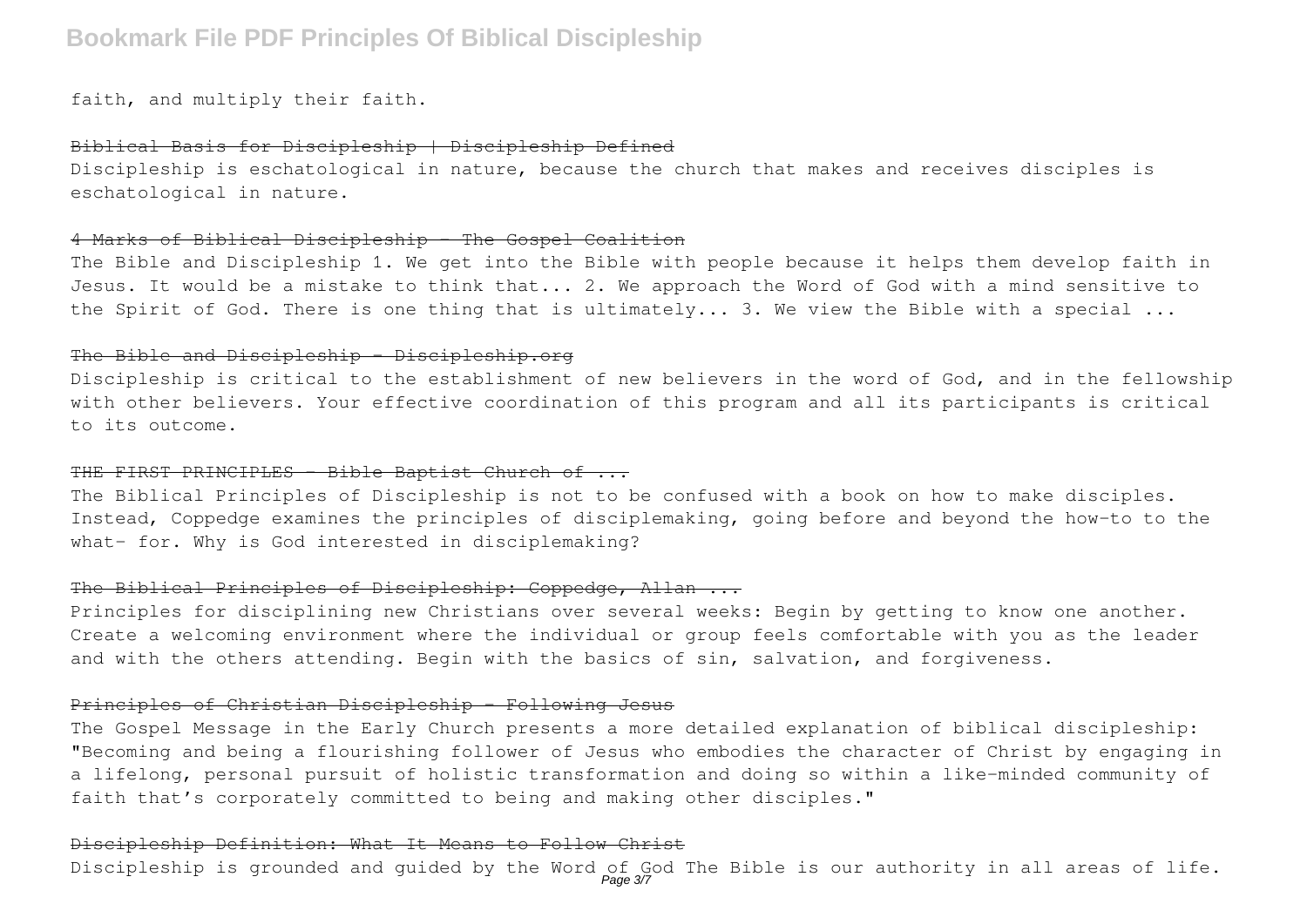faith, and multiply their faith.

## ~~Biblical Basis for Discipleship | Discipleship Defined~~

Discipleship is eschatological in nature, because the church that makes and receives disciples is eschatological in nature.

## ~~4 Marks of Biblical Discipleship - The Gospel Coalition~~

The Bible and Discipleship 1. We get into the Bible with people because it helps them develop faith in Jesus. It would be a mistake to think that... 2. We approach the Word of God with a mind sensitive to the Spirit of God. There is one thing that is ultimately... 3. We view the Bible with a special ...

## ~~The Bible and Discipleship - Discipleship.org~~

Discipleship is critical to the establishment of new believers in the word of God, and in the fellowship with other believers. Your effective coordination of this program and all its participants is critical to its outcome.

## ~~THE FIRST PRINCIPLES - Bible Baptist Church of ...~~

The Biblical Principles of Discipleship is not to be confused with a book on how to make disciples. Instead, Coppedge examines the principles of disciplemaking, going before and beyond the how-to to the what- for. Why is God interested in disciplemaking?

## ~~The Biblical Principles of Discipleship: Coppedge, Allan ...~~

Principles for disciplining new Christians over several weeks: Begin by getting to know one another. Create a welcoming environment where the individual or group feels comfortable with you as the leader and with the others attending. Begin with the basics of sin, salvation, and forgiveness.

## ~~Principles of Christian Discipleship - Following Jesus~~

The Gospel Message in the Early Church presents a more detailed explanation of biblical discipleship: "Becoming and being a flourishing follower of Jesus who embodies the character of Christ by engaging in a lifelong, personal pursuit of holistic transformation and doing so within a like-minded community of faith that's corporately committed to being and making other disciples."

## ~~Discipleship Definition: What It Means to Follow Christ~~

Discipleship is grounded and guided by the Word of God The Bible is our authority in all areas of life.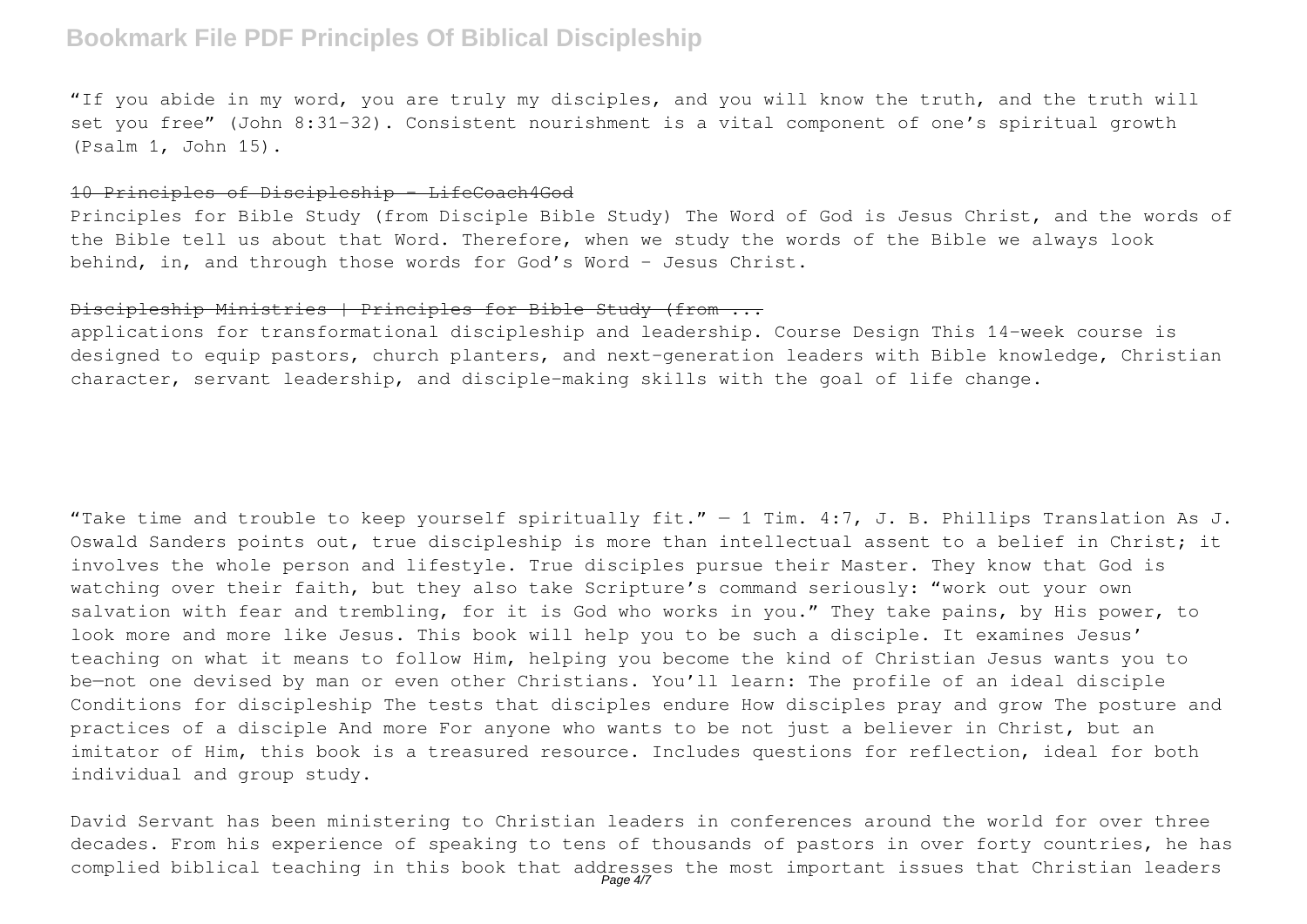"If you abide in my word, you are truly my disciples, and you will know the truth, and the truth will set you free" (John 8:31-32). Consistent nourishment is a vital component of one's spiritual growth (Psalm 1, John 15).

~~10 Principles of Discipleship - LifeCoach4God~~

Principles for Bible Study (from Disciple Bible Study) The Word of God is Jesus Christ, and the words of the Bible tell us about that Word. Therefore, when we study the words of the Bible we always look behind, in, and through those words for God's Word – Jesus Christ.

~~Discipleship Ministries | Principles for Bible Study (from ...~~

applications for transformational discipleship and leadership. Course Design This 14-week course is designed to equip pastors, church planters, and next-generation leaders with Bible knowledge, Christian character, servant leadership, and disciple-making skills with the goal of life change.

"Take time and trouble to keep yourself spiritually fit." — 1 Tim. 4:7, J. B. Phillips Translation As J. Oswald Sanders points out, true discipleship is more than intellectual assent to a belief in Christ; it involves the whole person and lifestyle. True disciples pursue their Master. They know that God is watching over their faith, but they also take Scripture's command seriously: "work out your own salvation with fear and trembling, for it is God who works in you." They take pains, by His power, to look more and more like Jesus. This book will help you to be such a disciple. It examines Jesus' teaching on what it means to follow Him, helping you become the kind of Christian Jesus wants you to be—not one devised by man or even other Christians. You'll learn: The profile of an ideal disciple Conditions for discipleship The tests that disciples endure How disciples pray and grow The posture and practices of a disciple And more For anyone who wants to be not just a believer in Christ, but an imitator of Him, this book is a treasured resource. Includes questions for reflection, ideal for both individual and group study.

David Servant has been ministering to Christian leaders in conferences around the world for over three decades. From his experience of speaking to tens of thousands of pastors in over forty countries, he has complied biblical teaching in this book that addresses the most important issues that Christian leaders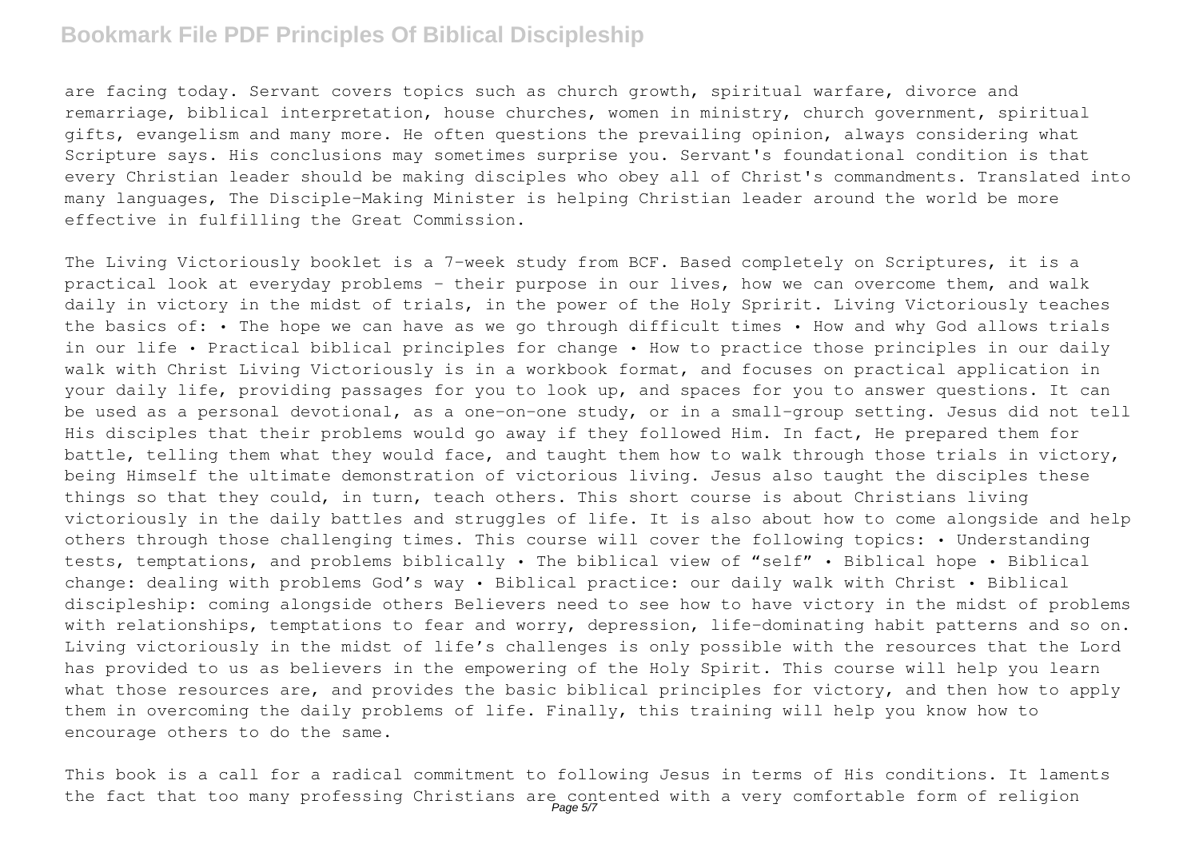are facing today. Servant covers topics such as church growth, spiritual warfare, divorce and remarriage, biblical interpretation, house churches, women in ministry, church government, spiritual gifts, evangelism and many more. He often questions the prevailing opinion, always considering what Scripture says. His conclusions may sometimes surprise you. Servant's foundational condition is that every Christian leader should be making disciples who obey all of Christ's commandments. Translated into many languages, The Disciple-Making Minister is helping Christian leader around the world be more effective in fulfilling the Great Commission.

The Living Victoriously booklet is a 7-week study from BCF. Based completely on Scriptures, it is a practical look at everyday problems - their purpose in our lives, how we can overcome them, and walk daily in victory in the midst of trials, in the power of the Holy Spririt. Living Victoriously teaches the basics of: • The hope we can have as we go through difficult times • How and why God allows trials in our life • Practical biblical principles for change • How to practice those principles in our daily walk with Christ Living Victoriously is in a workbook format, and focuses on practical application in your daily life, providing passages for you to look up, and spaces for you to answer questions. It can be used as a personal devotional, as a one-on-one study, or in a small-group setting. Jesus did not tell His disciples that their problems would go away if they followed Him. In fact, He prepared them for battle, telling them what they would face, and taught them how to walk through those trials in victory, being Himself the ultimate demonstration of victorious living. Jesus also taught the disciples these things so that they could, in turn, teach others. This short course is about Christians living victoriously in the daily battles and struggles of life. It is also about how to come alongside and help others through those challenging times. This course will cover the following topics: • Understanding tests, temptations, and problems biblically • The biblical view of "self" • Biblical hope • Biblical change: dealing with problems God's way • Biblical practice: our daily walk with Christ • Biblical discipleship: coming alongside others Believers need to see how to have victory in the midst of problems with relationships, temptations to fear and worry, depression, life-dominating habit patterns and so on. Living victoriously in the midst of life's challenges is only possible with the resources that the Lord has provided to us as believers in the empowering of the Holy Spirit. This course will help you learn what those resources are, and provides the basic biblical principles for victory, and then how to apply them in overcoming the daily problems of life. Finally, this training will help you know how to encourage others to do the same.

This book is a call for a radical commitment to following Jesus in terms of His conditions. It laments the fact that too many professing Christians are contented with a very comfortable form of religion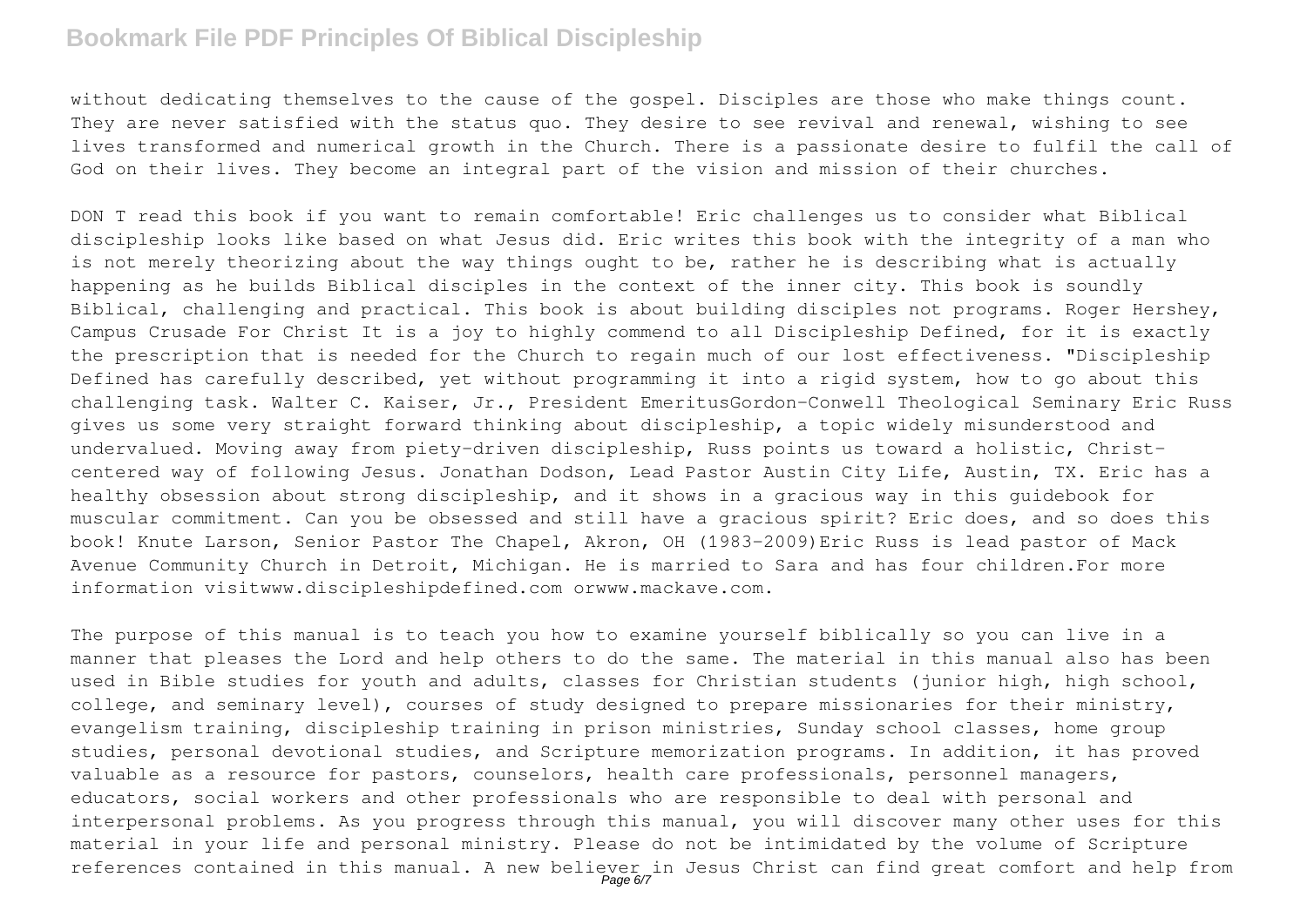without dedicating themselves to the cause of the gospel. Disciples are those who make things count. They are never satisfied with the status quo. They desire to see revival and renewal, wishing to see lives transformed and numerical growth in the Church. There is a passionate desire to fulfil the call of God on their lives. They become an integral part of the vision and mission of their churches.

DON T read this book if you want to remain comfortable! Eric challenges us to consider what Biblical discipleship looks like based on what Jesus did. Eric writes this book with the integrity of a man who is not merely theorizing about the way things ought to be, rather he is describing what is actually happening as he builds Biblical disciples in the context of the inner city. This book is soundly Biblical, challenging and practical. This book is about building disciples not programs. Roger Hershey, Campus Crusade For Christ It is a joy to highly commend to all Discipleship Defined, for it is exactly the prescription that is needed for the Church to regain much of our lost effectiveness. "Discipleship Defined has carefully described, yet without programming it into a rigid system, how to go about this challenging task. Walter C. Kaiser, Jr., President EmeritusGordon-Conwell Theological Seminary Eric Russ gives us some very straight forward thinking about discipleship, a topic widely misunderstood and undervalued. Moving away from piety-driven discipleship, Russ points us toward a holistic, Christ-centered way of following Jesus. Jonathan Dodson, Lead Pastor Austin City Life, Austin, TX. Eric has a healthy obsession about strong discipleship, and it shows in a gracious way in this guidebook for muscular commitment. Can you be obsessed and still have a gracious spirit? Eric does, and so does this book! Knute Larson, Senior Pastor The Chapel, Akron, OH (1983-2009)Eric Russ is lead pastor of Mack Avenue Community Church in Detroit, Michigan. He is married to Sara and has four children.For more information visitwww.discipleshipdefined.com orwww.mackave.com.

The purpose of this manual is to teach you how to examine yourself biblically so you can live in a manner that pleases the Lord and help others to do the same. The material in this manual also has been used in Bible studies for youth and adults, classes for Christian students (junior high, high school, college, and seminary level), courses of study designed to prepare missionaries for their ministry, evangelism training, discipleship training in prison ministries, Sunday school classes, home group studies, personal devotional studies, and Scripture memorization programs. In addition, it has proved valuable as a resource for pastors, counselors, health care professionals, personnel managers, educators, social workers and other professionals who are responsible to deal with personal and interpersonal problems. As you progress through this manual, you will discover many other uses for this material in your life and personal ministry. Please do not be intimidated by the volume of Scripture references contained in this manual. A new believer in Jesus Christ can find great comfort and help from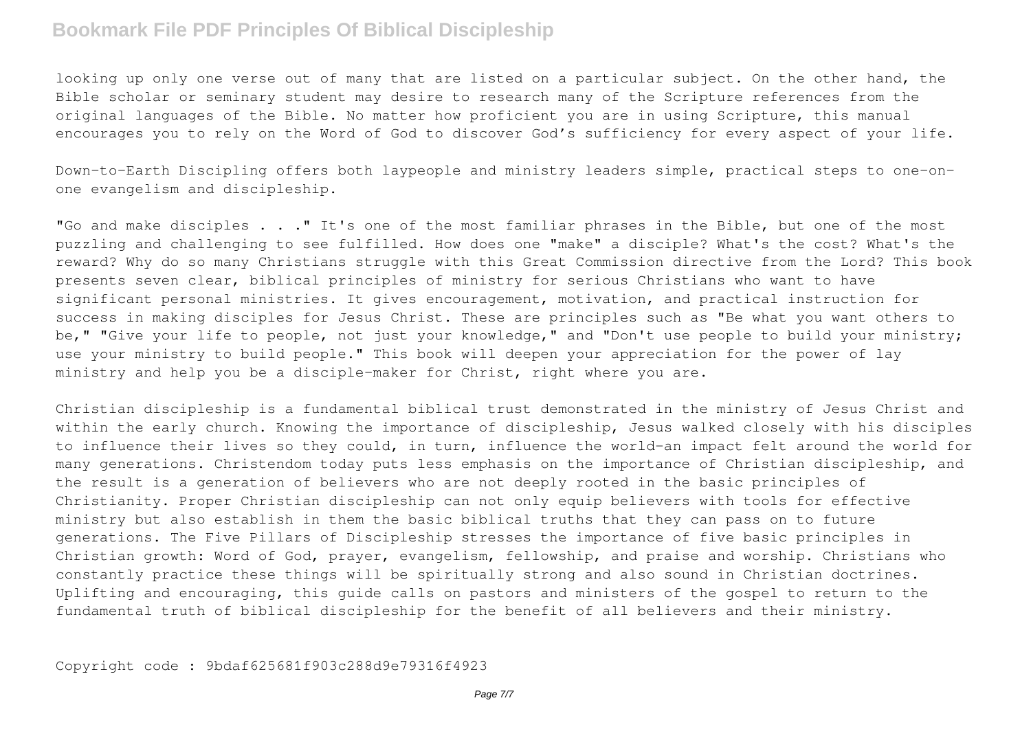looking up only one verse out of many that are listed on a particular subject. On the other hand, the Bible scholar or seminary student may desire to research many of the Scripture references from the original languages of the Bible. No matter how proficient you are in using Scripture, this manual encourages you to rely on the Word of God to discover God's sufficiency for every aspect of your life.

Down-to-Earth Discipling offers both laypeople and ministry leaders simple, practical steps to one-on-one evangelism and discipleship.

"Go and make disciples . . ." It's one of the most familiar phrases in the Bible, but one of the most puzzling and challenging to see fulfilled. How does one "make" a disciple? What's the cost? What's the reward? Why do so many Christians struggle with this Great Commission directive from the Lord? This book presents seven clear, biblical principles of ministry for serious Christians who want to have significant personal ministries. It gives encouragement, motivation, and practical instruction for success in making disciples for Jesus Christ. These are principles such as "Be what you want others to be," "Give your life to people, not just your knowledge," and "Don't use people to build your ministry; use your ministry to build people." This book will deepen your appreciation for the power of lay ministry and help you be a disciple-maker for Christ, right where you are.

Christian discipleship is a fundamental biblical trust demonstrated in the ministry of Jesus Christ and within the early church. Knowing the importance of discipleship, Jesus walked closely with his disciples to influence their lives so they could, in turn, influence the world-an impact felt around the world for many generations. Christendom today puts less emphasis on the importance of Christian discipleship, and the result is a generation of believers who are not deeply rooted in the basic principles of Christianity. Proper Christian discipleship can not only equip believers with tools for effective ministry but also establish in them the basic biblical truths that they can pass on to future generations. The Five Pillars of Discipleship stresses the importance of five basic principles in Christian growth: Word of God, prayer, evangelism, fellowship, and praise and worship. Christians who constantly practice these things will be spiritually strong and also sound in Christian doctrines. Uplifting and encouraging, this guide calls on pastors and ministers of the gospel to return to the fundamental truth of biblical discipleship for the benefit of all believers and their ministry.

Copyright code : 9bdaf625681f903c288d9e79316f4923